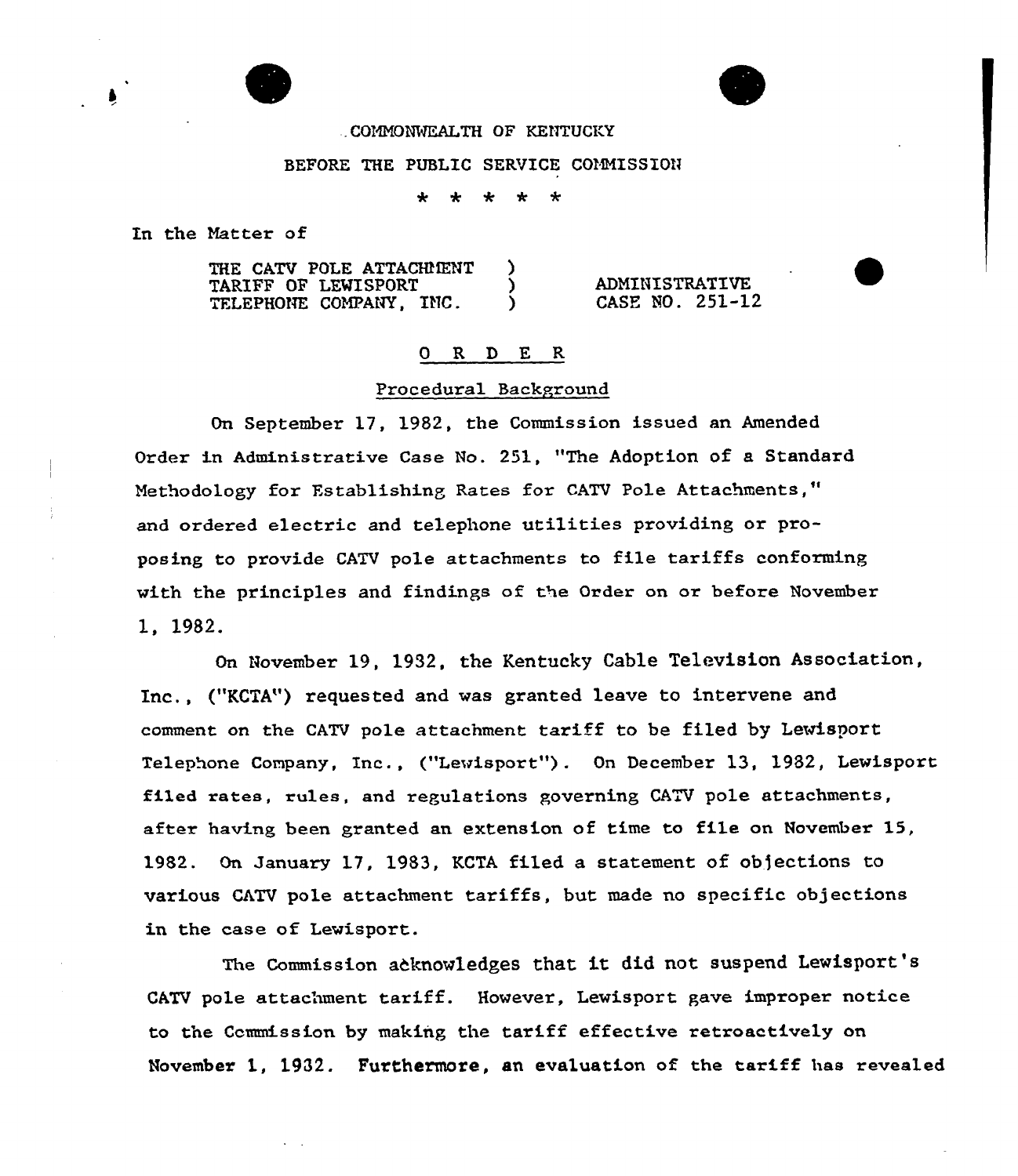COMMONWEALTH OF KENTUCKY

BEFORE THE PUBLIC SERVICE COMMISSION

\* \* \* \* \*

In the Matter of

| | | |
|---|---|---|
| THE CATV POLE ATTACHMENT TARIFF OF LEWISPORT TELEPHONE COMPANY, INC. | ) ) ) | ADMINISTRATIVE CASE NO. 251-12 |

## O R D E R

### Procedural Background

On September 17, 1982, the Commission issued an Amended Order in Administrative Case No. 251, "The Adoption of a Standard Methodology for Establishing Rates for CATV Pole Attachments," and ordered electric and telephone utilities providing or proposing to provide CATV pole attachments to file tariffs conforming with the principles and findings of the Order on or before November 1, 1982.

On November 19, 1932, the Kentucky Cable Television Association, Inc., ("KCTA") requested and was granted leave to intervene and comment on the CATV pole attachment tariff to be filed by Lewisport Telephone Company, Inc., ("Lewisport"). On December 13, 1982, Lewisport filed rates, rules, and regulations governing CATV pole attachments, after having been granted an extension of time to file on November 15, 1982. On January 17, 1983, KCTA filed a statement of objections to various CATV pole attachment tariffs, but made no specific objections in the case of Lewisport.

The Commission acknowledges that it did not suspend Lewisport's CATV pole attachment tariff. However, Lewisport gave improper notice to the Commission by making the tariff effective retroactively on November 1, 1932. Furthermore, an evaluation of the tariff has revealed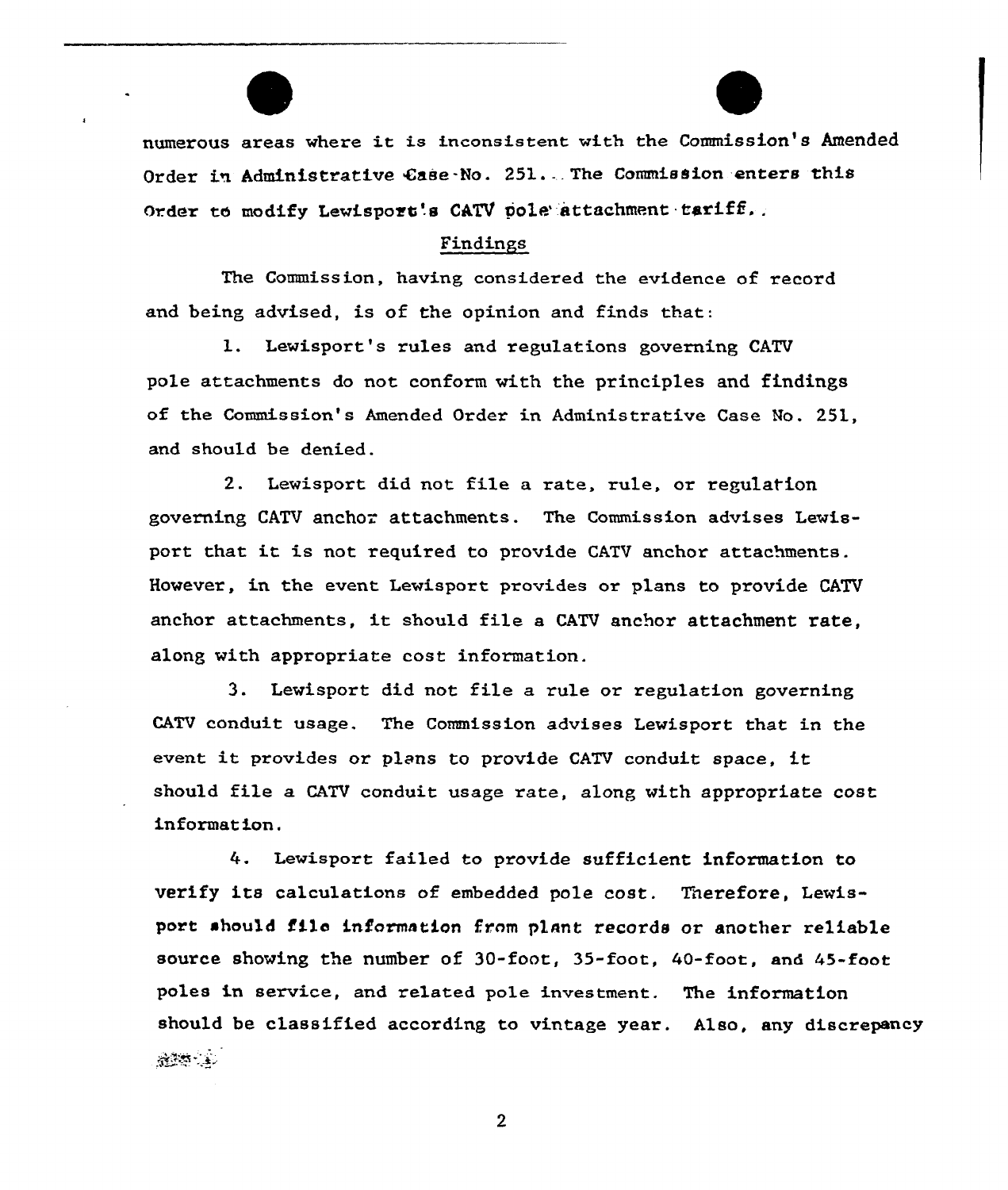numerous areas where it is inconsistent with the Commission's Amended Order in Administrative Case No. 251. The Commission enters this Order to modify Lewisport's CATV pole attachment tariff.

## Findings

The Commission, having considered the evidence of record and being advised, is of the opinion and finds that:

1. Lewisport's rules and regulations governing CATV pole attachments do not conform with the principles and findings of the Commission's Amended Order in Administrative Case No. 251, and should be denied.

2. Lewisport did not file a rate, rule, or regulation governing CATV anchor attachments. The Commission advises Lewisport that it is not required to provide CATV anchor attachments. However, in the event Lewisport provides or plans to provide CATV anchor attachments, it should file a CATV anchor attachment rate, along with appropriate cost information.

3. Lewisport did not file a rule or regulation governing CATV conduit usage. The Commission advises Lewisport that in the event it provides or plans to provide CATV conduit space, it should file a CATV conduit usage rate, along with appropriate cost information.

4. Lewisport failed to provide sufficient information to verify its calculations of embedded pole cost. Therefore, Lewisport should file information from plant records or another reliable source showing the number of 30-foot, 35-foot, 40-foot, and 45-foot poles in service, and related pole investment. The information should be classified according to vintage year. Also, any discrepancy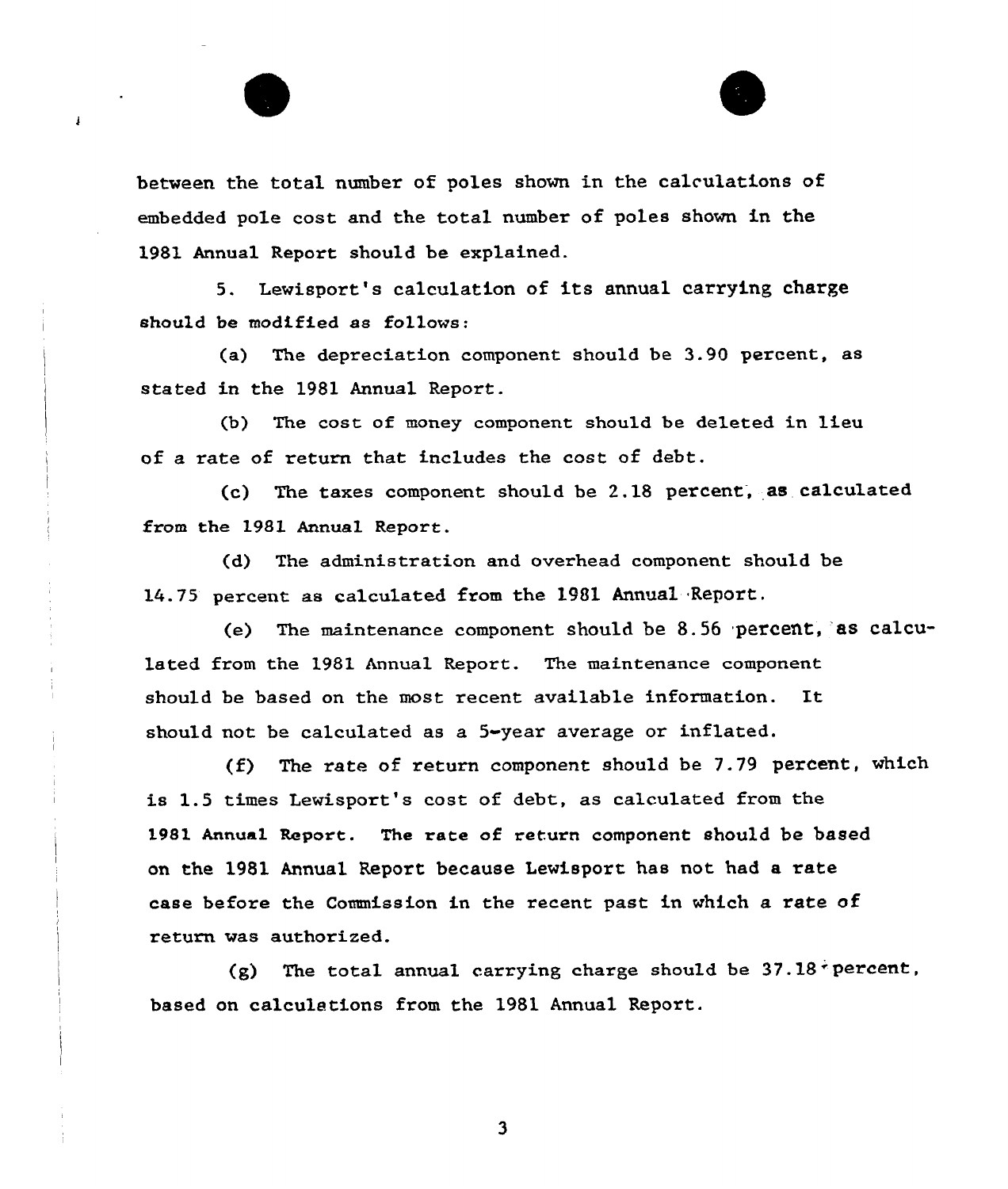between the total number of poles shown in the calculations of embedded pole cost and the total number of poles shown in the 1981 Annual Report should be explained.

5. Lewisport's calculation of its annual carrying charge should be modified as follows:

(a) The depreciation component should be 3.90 percent, as stated in the 1981 Annual Report.

(b) The cost of money component should be deleted in lieu of a rate of return that includes the cost of debt.

(c) The taxes component should be 2.18 percent, as calculated from the 1981 Annual Report.

(d) The administration and overhead component should be 14.75 percent as calculated from the 1981 Annual Report.

(e) The maintenance component should be 8.56 percent, as calculated from the 1981 Annual Report. The maintenance component should be based on the most recent available information. It should not be calculated as a 5-year average or inflated.

(f) The rate of return component should be 7.79 percent, which is 1.5 times Lewisport's cost of debt, as calculated from the 1981 Annual Report. The rate of return component should be based on the 1981 Annual Report because Lewisport has not had a rate case before the Commission in the recent past in which a rate of return was authorized.

(g) The total annual carrying charge should be 37.18 percent, based on calculations from the 1981 Annual Report.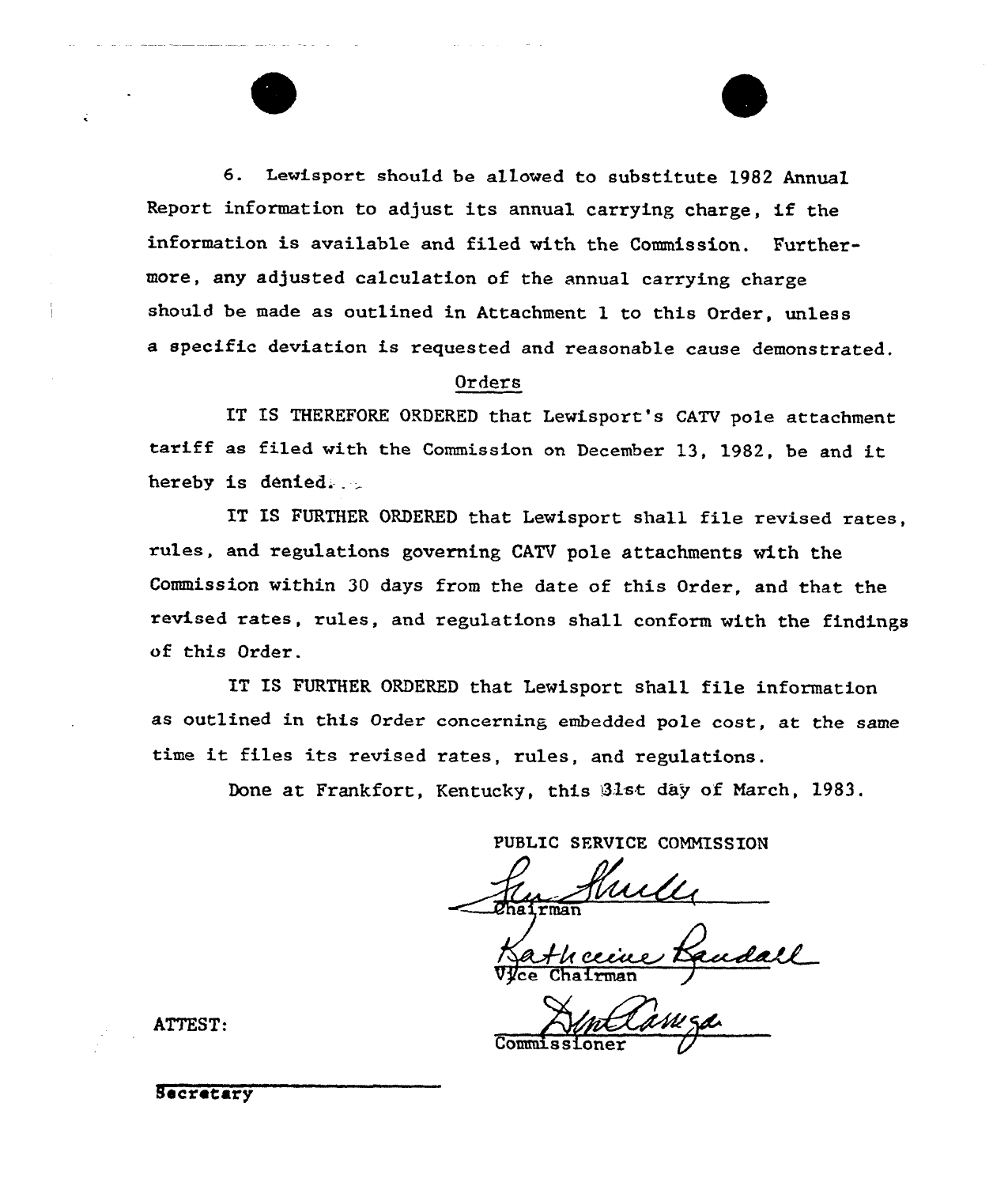6. Lewisport should be allowed to substitute 1982 Annual Report information to adjust its annual carrying charge, if the information is available and filed with the Commission. Furthermore, any adjusted calculation of the annual carrying charge should be made as outlined in Attachment 1 to this Order, unless a specific deviation is requested and reasonable cause demonstrated.

## Orders

IT IS THEREFORE ORDERED that Lewisport's CATV pole attachment tariff as filed with the Commission on December 13, 1982, be and it hereby is denied.

IT IS FURTHER ORDERED that Lewisport shall file revised rates, rules, and regulations governing CATV pole attachments with the Commission within 30 days from the date of this Order, and that the revised rates, rules, and regulations shall conform with the findings of this Order.

IT IS FURTHER ORDERED that Lewisport shall file information as outlined in this Order concerning embedded pole cost, at the same time it files its revised rates, rules, and regulations.

Done at Frankfort, Kentucky, this 31st day of March, 1983.

PUBLIC SERVICE COMMISSION

Chairman

Vice Chairman

Commissioner

ATTEST:

Secretary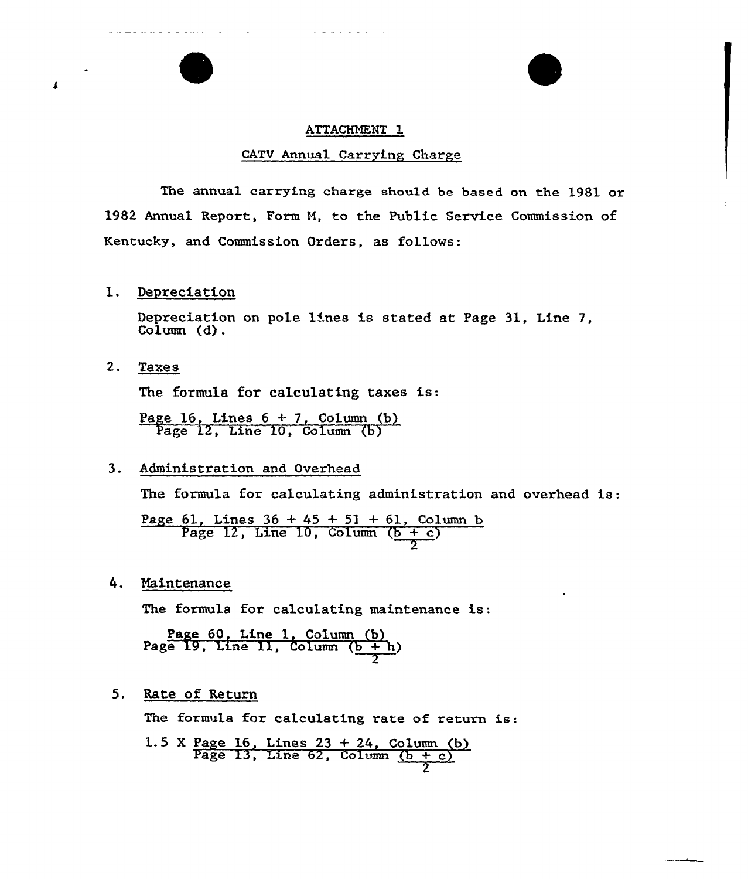# ATTACHMENT 1

## CATV Annual Carrying Charge

The annual carrying charge should be based on the 1981 or 1982 Annual Report, Form M, to the Public Service Commission of Kentucky, and Commission Orders, as follows:

1. Depreciation

   Depreciation on pole lines is stated at Page 31, Line 7, Column (d).

2. Taxes

   The formula for calculating taxes is:

   $$\frac{\text{Page 16, Lines 6 + 7, Column (b)}}{\text{Page 12, Line 10, Column (b)}}$$

3. Administration and Overhead

   The formula for calculating administration and overhead is:

   $$\frac{\text{Page 61, Lines 36 + 45 + 51 + 61, Column b}}{\text{Page 12, Line 10, Column } \frac{(b + c)}{2}}$$

4. Maintenance

   The formula for calculating maintenance is:

   $$\frac{\text{Page 60, Line 1, Column (b)}}{\text{Page 19, Line 11, Column } \frac{(b + h)}{2}}$$

5. Rate of Return

   The formula for calculating rate of return is:

   $$1.5 \text{ X } \frac{\text{Page 16, Lines 23 + 24, Column (b)}}{\text{Page 13, Line 62, Column } \frac{(b + c)}{2}}$$